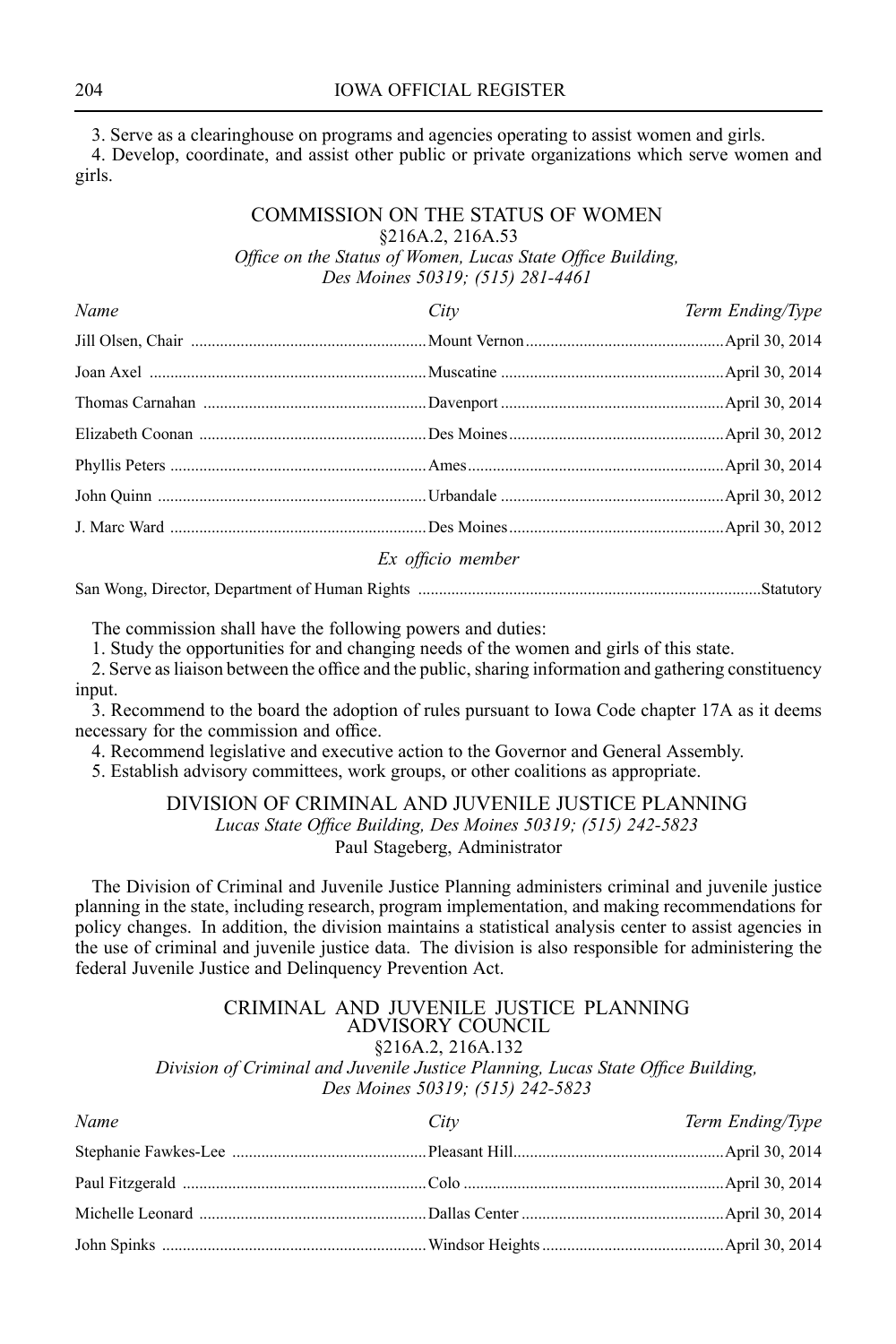3. Serve as a clearinghouse on programs and agencies operating to assist women and girls.

4. Develop, coordinate, and assist other public or private organizations which serve women and girls.

## COMMISSION ON THE STATUS OF WOMEN

§216A.2, 216A.53

*Office on the Status of Women, Lucas State Office Building, Des Moines 50319; (515) 281-4461*

| *Name* | *City* | *Term Ending/Type* |
|---|---|---|
| Jill Olsen, Chair | Mount Vernon | April 30, 2014 |
| Joan Axel | Muscatine | April 30, 2014 |
| Thomas Carnahan | Davenport | April 30, 2014 |
| Elizabeth Coonan | Des Moines | April 30, 2012 |
| Phyllis Peters | Ames | April 30, 2014 |
| John Quinn | Urbandale | April 30, 2012 |
| J. Marc Ward | Des Moines | April 30, 2012 |

*Ex officio member*

| | |
|---|---|
| San Wong, Director, Department of Human Rights | Statutory |

The commission shall have the following powers and duties:

1. Study the opportunities for and changing needs of the women and girls of this state.

2. Serve as liaison between the office and the public, sharing information and gathering constituency input.

3. Recommend to the board the adoption of rules pursuant to Iowa Code chapter 17A as it deems necessary for the commission and office.

4. Recommend legislative and executive action to the Governor and General Assembly.

5. Establish advisory committees, work groups, or other coalitions as appropriate.

## DIVISION OF CRIMINAL AND JUVENILE JUSTICE PLANNING

*Lucas State Office Building, Des Moines 50319; (515) 242-5823*

Paul Stageberg, Administrator

The Division of Criminal and Juvenile Justice Planning administers criminal and juvenile justice planning in the state, including research, program implementation, and making recommendations for policy changes. In addition, the division maintains a statistical analysis center to assist agencies in the use of criminal and juvenile justice data. The division is also responsible for administering the federal Juvenile Justice and Delinquency Prevention Act.

## CRIMINAL AND JUVENILE JUSTICE PLANNING ADVISORY COUNCIL

§216A.2, 216A.132

*Division of Criminal and Juvenile Justice Planning, Lucas State Office Building, Des Moines 50319; (515) 242-5823*

| *Name* | *City* | *Term Ending/Type* |
|---|---|---|
| Stephanie Fawkes-Lee | Pleasant Hill | April 30, 2014 |
| Paul Fitzgerald | Colo | April 30, 2014 |
| Michelle Leonard | Dallas Center | April 30, 2014 |
| John Spinks | Windsor Heights | April 30, 2014 |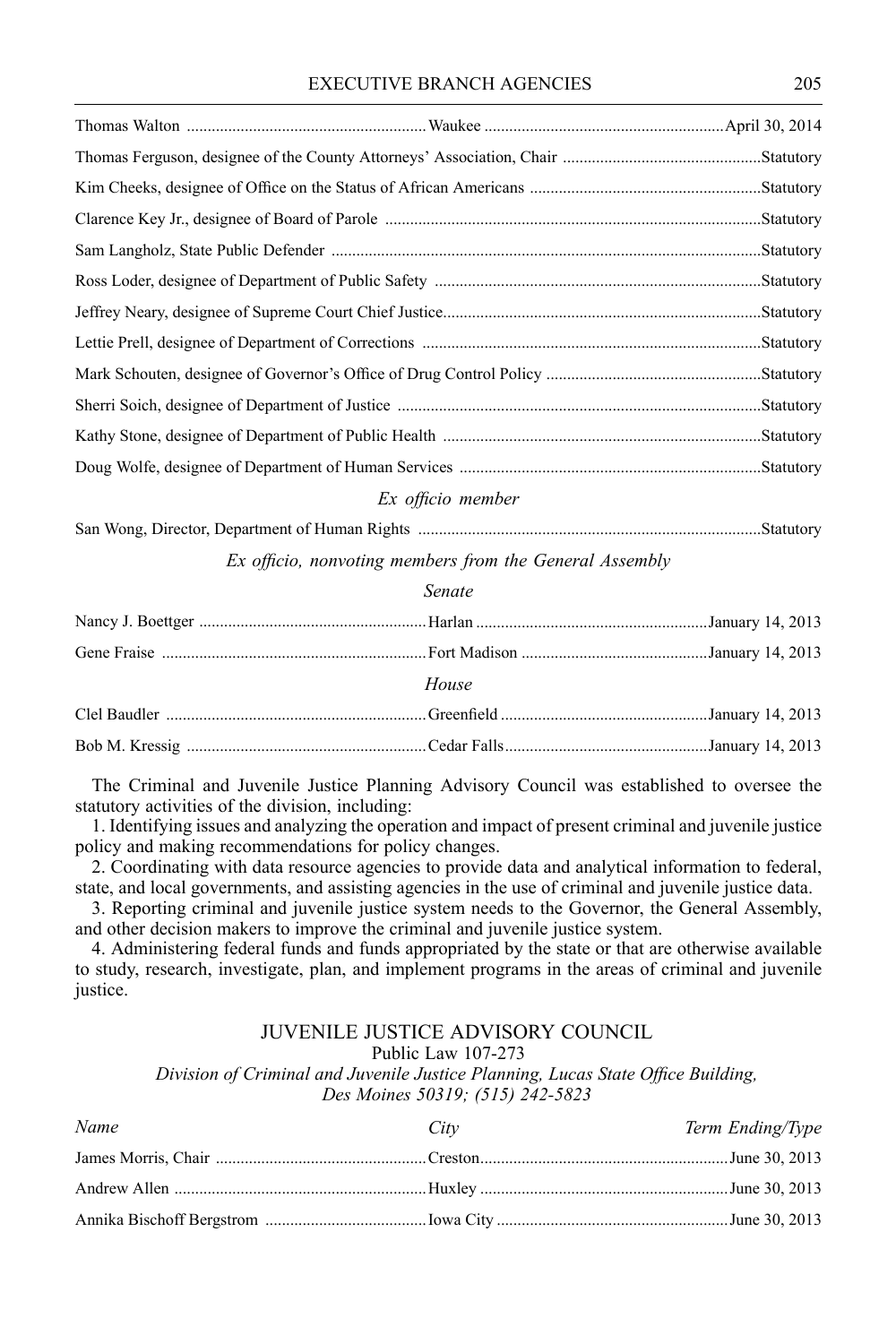| | | |
|---|---|---|
| Thomas Walton | Waukee | April 30, 2014 |
| Thomas Ferguson, designee of the County Attorneys' Association, Chair | | Statutory |
| Kim Cheeks, designee of Office on the Status of African Americans | | Statutory |
| Clarence Key Jr., designee of Board of Parole | | Statutory |
| Sam Langholz, State Public Defender | | Statutory |
| Ross Loder, designee of Department of Public Safety | | Statutory |
| Jeffrey Neary, designee of Supreme Court Chief Justice | | Statutory |
| Lettie Prell, designee of Department of Corrections | | Statutory |
| Mark Schouten, designee of Governor's Office of Drug Control Policy | | Statutory |
| Sherri Soich, designee of Department of Justice | | Statutory |
| Kathy Stone, designee of Department of Public Health | | Statutory |
| Doug Wolfe, designee of Department of Human Services | | Statutory |

*Ex officio member*

| | | |
|---|---|---|
| San Wong, Director, Department of Human Rights | | Statutory |

*Ex officio, nonvoting members from the General Assembly*

*Senate*

| | | |
|---|---|---|
| Nancy J. Boettger | Harlan | January 14, 2013 |
| Gene Fraise | Fort Madison | January 14, 2013 |

*House*

| | | |
|---|---|---|
| Clel Baudler | Greenfield | January 14, 2013 |
| Bob M. Kressig | Cedar Falls | January 14, 2013 |

The Criminal and Juvenile Justice Planning Advisory Council was established to oversee the statutory activities of the division, including:

1. Identifying issues and analyzing the operation and impact of present criminal and juvenile justice policy and making recommendations for policy changes.
2. Coordinating with data resource agencies to provide data and analytical information to federal, state, and local governments, and assisting agencies in the use of criminal and juvenile justice data.
3. Reporting criminal and juvenile justice system needs to the Governor, the General Assembly, and other decision makers to improve the criminal and juvenile justice system.
4. Administering federal funds and funds appropriated by the state or that are otherwise available to study, research, investigate, plan, and implement programs in the areas of criminal and juvenile justice.

## JUVENILE JUSTICE ADVISORY COUNCIL

Public Law 107-273

*Division of Criminal and Juvenile Justice Planning, Lucas State Office Building, Des Moines 50319; (515) 242-5823*

| *Name* | *City* | *Term Ending/Type* |
|---|---|---|
| James Morris, Chair | Creston | June 30, 2013 |
| Andrew Allen | Huxley | June 30, 2013 |
| Annika Bischoff Bergstrom | Iowa City | June 30, 2013 |